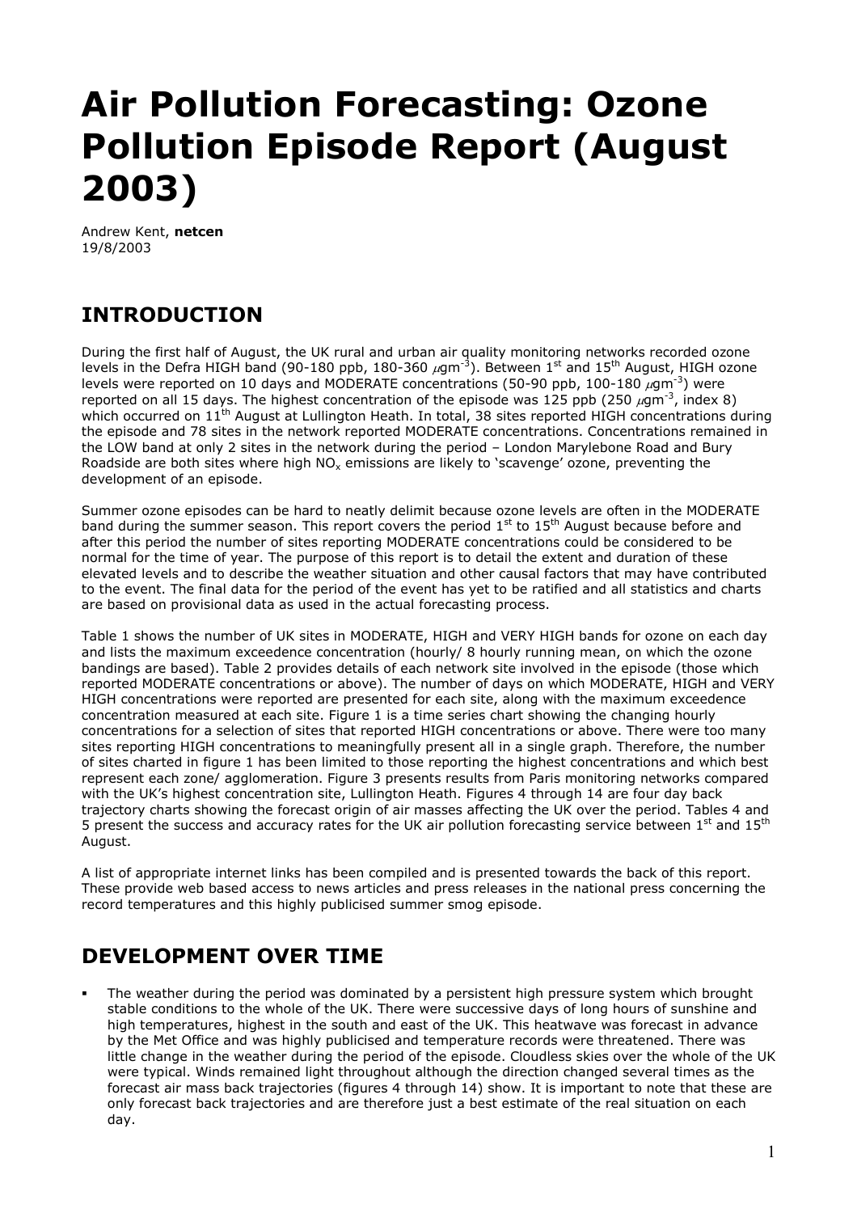# Air Pollution Forecasting: Ozone Pollution Episode Report (August 2003)

Andrew Kent, **netcen**
19/8/2003

## INTRODUCTION

During the first half of August, the UK rural and urban air quality monitoring networks recorded ozone levels in the Defra HIGH band (90-180 ppb, 180-360 $\mu gm^{-3}$). Between 1st and 15th August, HIGH ozone levels were reported on 10 days and MODERATE concentrations (50-90 ppb, 100-180 $\mu gm^{-3}$) were reported on all 15 days. The highest concentration of the episode was 125 ppb (250 $\mu gm^{-3}$, index 8) which occurred on 11th August at Lullington Heath. In total, 38 sites reported HIGH concentrations during the episode and 78 sites in the network reported MODERATE concentrations. Concentrations remained in the LOW band at only 2 sites in the network during the period – London Marylebone Road and Bury Roadside are both sites where high $NO_x$ emissions are likely to 'scavenge' ozone, preventing the development of an episode.

Summer ozone episodes can be hard to neatly delimit because ozone levels are often in the MODERATE band during the summer season. This report covers the period 1st to 15th August because before and after this period the number of sites reporting MODERATE concentrations could be considered to be normal for the time of year. The purpose of this report is to detail the extent and duration of these elevated levels and to describe the weather situation and other causal factors that may have contributed to the event. The final data for the period of the event has yet to be ratified and all statistics and charts are based on provisional data as used in the actual forecasting process.

Table 1 shows the number of UK sites in MODERATE, HIGH and VERY HIGH bands for ozone on each day and lists the maximum exceedence concentration (hourly/ 8 hourly running mean, on which the ozone bandings are based). Table 2 provides details of each network site involved in the episode (those which reported MODERATE concentrations or above). The number of days on which MODERATE, HIGH and VERY HIGH concentrations were reported are presented for each site, along with the maximum exceedence concentration measured at each site. Figure 1 is a time series chart showing the changing hourly concentrations for a selection of sites that reported HIGH concentrations or above. There were too many sites reporting HIGH concentrations to meaningfully present all in a single graph. Therefore, the number of sites charted in figure 1 has been limited to those reporting the highest concentrations and which best represent each zone/ agglomeration. Figure 3 presents results from Paris monitoring networks compared with the UK's highest concentration site, Lullington Heath. Figures 4 through 14 are four day back trajectory charts showing the forecast origin of air masses affecting the UK over the period. Tables 4 and 5 present the success and accuracy rates for the UK air pollution forecasting service between 1st and 15th August.

A list of appropriate internet links has been compiled and is presented towards the back of this report. These provide web based access to news articles and press releases in the national press concerning the record temperatures and this highly publicised summer smog episode.

## DEVELOPMENT OVER TIME

- The weather during the period was dominated by a persistent high pressure system which brought stable conditions to the whole of the UK. There were successive days of long hours of sunshine and high temperatures, highest in the south and east of the UK. This heatwave was forecast in advance by the Met Office and was highly publicised and temperature records were threatened. There was little change in the weather during the period of the episode. Cloudless skies over the whole of the UK were typical. Winds remained light throughout although the direction changed several times as the forecast air mass back trajectories (figures 4 through 14) show. It is important to note that these are only forecast back trajectories and are therefore just a best estimate of the real situation on each day.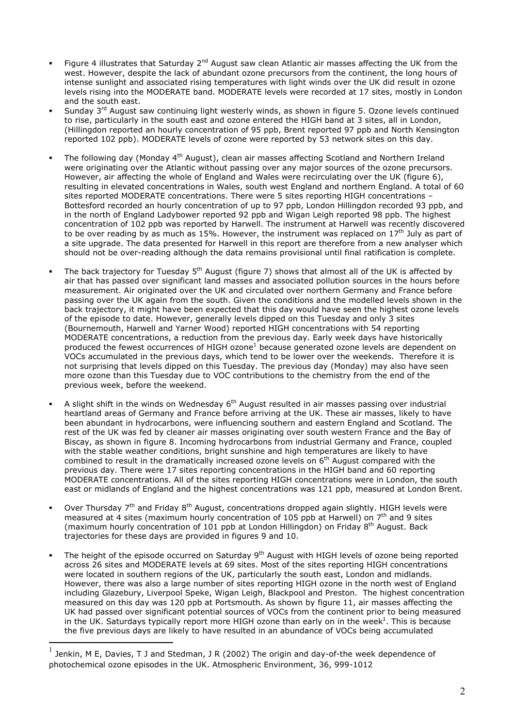- Figure 4 illustrates that Saturday 2nd August saw clean Atlantic air masses affecting the UK from the west. However, despite the lack of abundant ozone precursors from the continent, the long hours of intense sunlight and associated rising temperatures with light winds over the UK did result in ozone levels rising into the MODERATE band. MODERATE levels were recorded at 17 sites, mostly in London and the south east.
- Sunday 3rd August saw continuing light westerly winds, as shown in figure 5. Ozone levels continued to rise, particularly in the south east and ozone entered the HIGH band at 3 sites, all in London, (Hillingdon reported an hourly concentration of 95 ppb, Brent reported 97 ppb and North Kensington reported 102 ppb). MODERATE levels of ozone were reported by 53 network sites on this day.
- The following day (Monday 4th August), clean air masses affecting Scotland and Northern Ireland were originating over the Atlantic without passing over any major sources of the ozone precursors. However, air affecting the whole of England and Wales were recirculating over the UK (figure 6), resulting in elevated concentrations in Wales, south west England and northern England. A total of 60 sites reported MODERATE concentrations. There were 5 sites reporting HIGH concentrations – Bottesford recorded an hourly concentration of up to 97 ppb, London Hillingdon recorded 93 ppb, and in the north of England Ladybower reported 92 ppb and Wigan Leigh reported 98 ppb. The highest concentration of 102 ppb was reported by Harwell. The instrument at Harwell was recently discovered to be over reading by as much as 15%. However, the instrument was replaced on 17th July as part of a site upgrade. The data presented for Harwell in this report are therefore from a new analyser which should not be over-reading although the data remains provisional until final ratification is complete.
- The back trajectory for Tuesday 5th August (figure 7) shows that almost all of the UK is affected by air that has passed over significant land masses and associated pollution sources in the hours before measurement. Air originated over the UK and circulated over northern Germany and France before passing over the UK again from the south. Given the conditions and the modelled levels shown in the back trajectory, it might have been expected that this day would have seen the highest ozone levels of the episode to date. However, generally levels dipped on this Tuesday and only 3 sites (Bournemouth, Harwell and Yarner Wood) reported HIGH concentrations with 54 reporting MODERATE concentrations, a reduction from the previous day. Early week days have historically produced the fewest occurrences of HIGH ozone[1] because generated ozone levels are dependent on VOCs accumulated in the previous days, which tend to be lower over the weekends. Therefore it is not surprising that levels dipped on this Tuesday. The previous day (Monday) may also have seen more ozone than this Tuesday due to VOC contributions to the chemistry from the end of the previous week, before the weekend.
- A slight shift in the winds on Wednesday 6th August resulted in air masses passing over industrial heartland areas of Germany and France before arriving at the UK. These air masses, likely to have been abundant in hydrocarbons, were influencing southern and eastern England and Scotland. The rest of the UK was fed by cleaner air masses originating over south western France and the Bay of Biscay, as shown in figure 8. Incoming hydrocarbons from industrial Germany and France, coupled with the stable weather conditions, bright sunshine and high temperatures are likely to have combined to result in the dramatically increased ozone levels on 6th August compared with the previous day. There were 17 sites reporting concentrations in the HIGH band and 60 reporting MODERATE concentrations. All of the sites reporting HIGH concentrations were in London, the south east or midlands of England and the highest concentrations was 121 ppb, measured at London Brent.
- Over Thursday 7th and Friday 8th August, concentrations dropped again slightly. HIGH levels were measured at 4 sites (maximum hourly concentration of 105 ppb at Harwell) on 7th and 9 sites (maximum hourly concentration of 101 ppb at London Hillingdon) on Friday 8th August. Back trajectories for these days are provided in figures 9 and 10.
- The height of the episode occurred on Saturday 9th August with HIGH levels of ozone being reported across 26 sites and MODERATE levels at 69 sites. Most of the sites reporting HIGH concentrations were located in southern regions of the UK, particularly the south east, London and midlands. However, there was also a large number of sites reporting HIGH ozone in the north west of England including Glazebury, Liverpool Speke, Wigan Leigh, Blackpool and Preston. The highest concentration measured on this day was 120 ppb at Portsmouth. As shown by figure 11, air masses affecting the UK had passed over significant potential sources of VOCs from the continent prior to being measured in the UK. Saturdays typically report more HIGH ozone than early on in the week[1]. This is because the five previous days are likely to have resulted in an abundance of VOCs being accumulated

[1] Jenkin, M E, Davies, T J and Stedman, J R (2002) The origin and day-of-the week dependence of photochemical ozone episodes in the UK. Atmospheric Environment, 36, 999-1012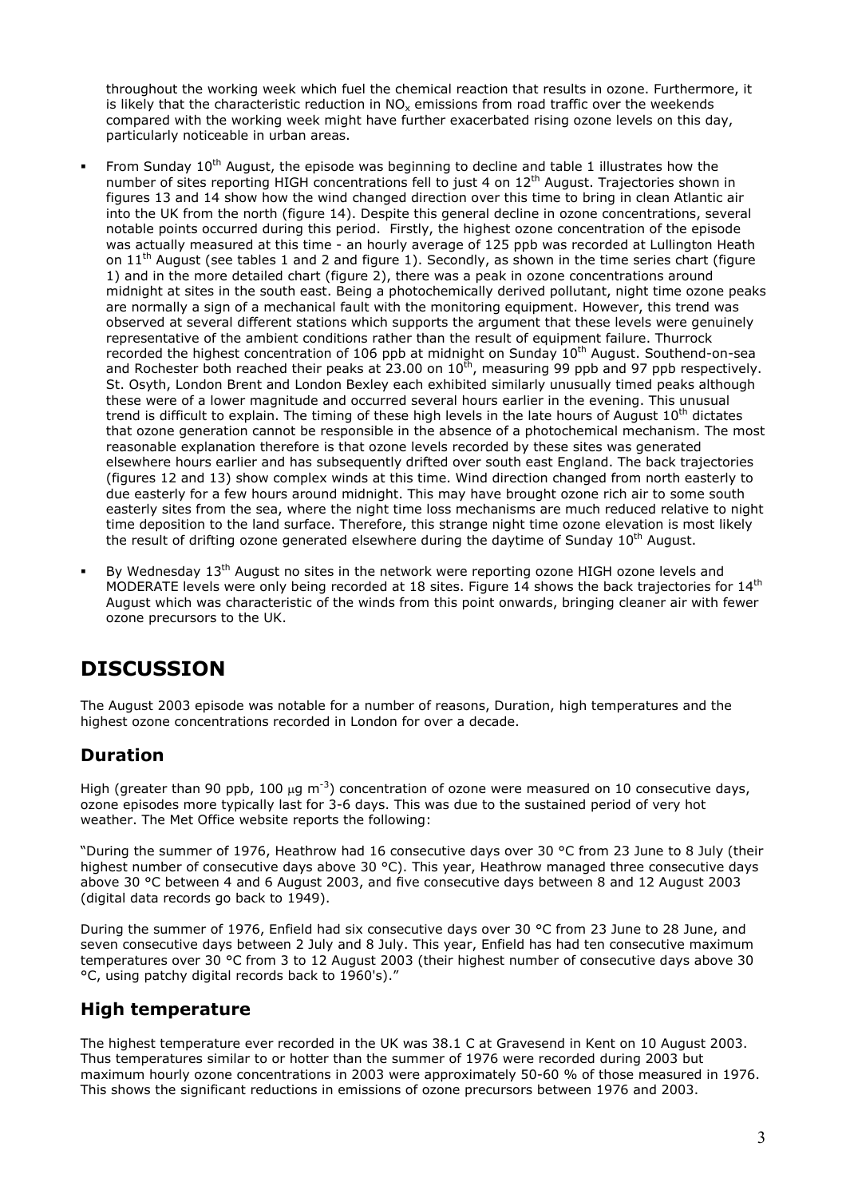throughout the working week which fuel the chemical reaction that results in ozone. Furthermore, it is likely that the characteristic reduction in $NO_x$ emissions from road traffic over the weekends compared with the working week might have further exacerbated rising ozone levels on this day, particularly noticeable in urban areas.

- From Sunday 10th August, the episode was beginning to decline and table 1 illustrates how the number of sites reporting HIGH concentrations fell to just 4 on 12th August. Trajectories shown in figures 13 and 14 show how the wind changed direction over this time to bring in clean Atlantic air into the UK from the north (figure 14). Despite this general decline in ozone concentrations, several notable points occurred during this period. Firstly, the highest ozone concentration of the episode was actually measured at this time - an hourly average of 125 ppb was recorded at Lullington Heath on 11th August (see tables 1 and 2 and figure 1). Secondly, as shown in the time series chart (figure 1) and in the more detailed chart (figure 2), there was a peak in ozone concentrations around midnight at sites in the south east. Being a photochemically derived pollutant, night time ozone peaks are normally a sign of a mechanical fault with the monitoring equipment. However, this trend was observed at several different stations which supports the argument that these levels were genuinely representative of the ambient conditions rather than the result of equipment failure. Thurrock recorded the highest concentration of 106 ppb at midnight on Sunday 10th August. Southend-on-sea and Rochester both reached their peaks at 23.00 on 10th, measuring 99 ppb and 97 ppb respectively. St. Osyth, London Brent and London Bexley each exhibited similarly unusually timed peaks although these were of a lower magnitude and occurred several hours earlier in the evening. This unusual trend is difficult to explain. The timing of these high levels in the late hours of August 10th dictates that ozone generation cannot be responsible in the absence of a photochemical mechanism. The most reasonable explanation therefore is that ozone levels recorded by these sites was generated elsewhere hours earlier and has subsequently drifted over south east England. The back trajectories (figures 12 and 13) show complex winds at this time. Wind direction changed from north easterly to due easterly for a few hours around midnight. This may have brought ozone rich air to some south easterly sites from the sea, where the night time loss mechanisms are much reduced relative to night time deposition to the land surface. Therefore, this strange night time ozone elevation is most likely the result of drifting ozone generated elsewhere during the daytime of Sunday 10th August.

- By Wednesday 13th August no sites in the network were reporting ozone HIGH ozone levels and MODERATE levels were only being recorded at 18 sites. Figure 14 shows the back trajectories for 14th August which was characteristic of the winds from this point onwards, bringing cleaner air with fewer ozone precursors to the UK.

# DISCUSSION

The August 2003 episode was notable for a number of reasons, Duration, high temperatures and the highest ozone concentrations recorded in London for over a decade.

## Duration

High (greater than 90 ppb, 100 $\mu g\ m^{-3}$) concentration of ozone were measured on 10 consecutive days, ozone episodes more typically last for 3-6 days. This was due to the sustained period of very hot weather. The Met Office website reports the following:

"During the summer of 1976, Heathrow had 16 consecutive days over 30 °C from 23 June to 8 July (their highest number of consecutive days above 30 °C). This year, Heathrow managed three consecutive days above 30 °C between 4 and 6 August 2003, and five consecutive days between 8 and 12 August 2003 (digital data records go back to 1949).

During the summer of 1976, Enfield had six consecutive days over 30 °C from 23 June to 28 June, and seven consecutive days between 2 July and 8 July. This year, Enfield has had ten consecutive maximum temperatures over 30 °C from 3 to 12 August 2003 (their highest number of consecutive days above 30 °C, using patchy digital records back to 1960's)."

## High temperature

The highest temperature ever recorded in the UK was 38.1 C at Gravesend in Kent on 10 August 2003. Thus temperatures similar to or hotter than the summer of 1976 were recorded during 2003 but maximum hourly ozone concentrations in 2003 were approximately 50-60 % of those measured in 1976. This shows the significant reductions in emissions of ozone precursors between 1976 and 2003.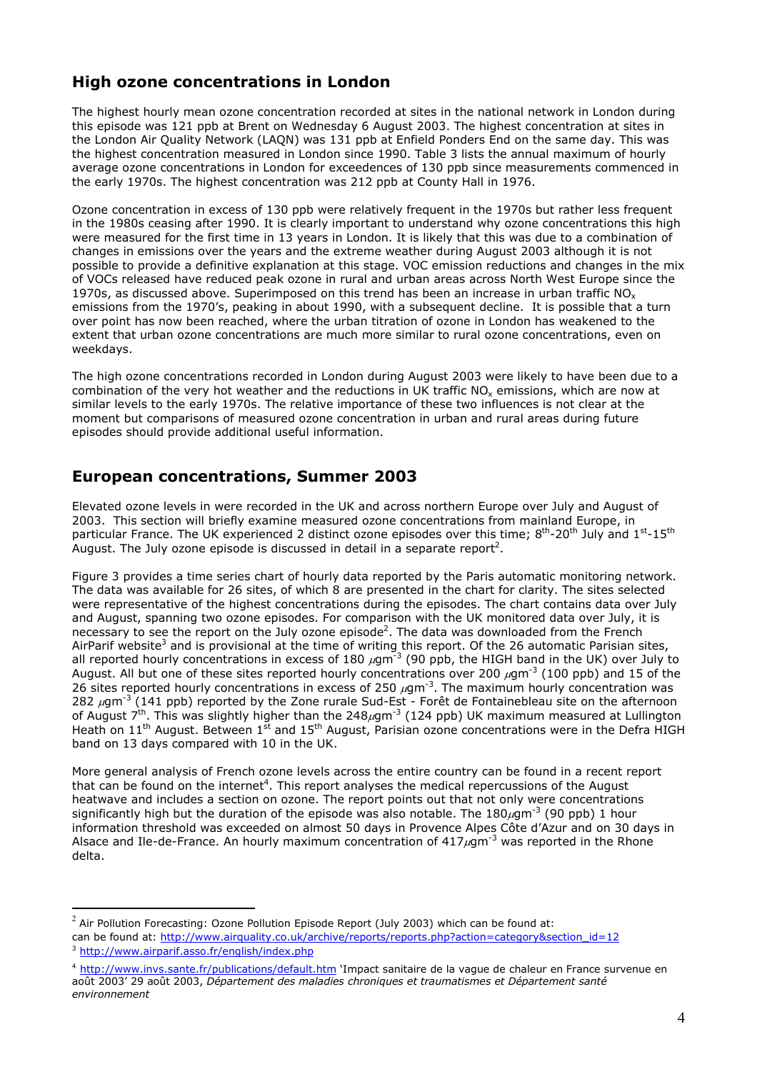## High ozone concentrations in London

The highest hourly mean ozone concentration recorded at sites in the national network in London during this episode was 121 ppb at Brent on Wednesday 6 August 2003. The highest concentration at sites in the London Air Quality Network (LAQN) was 131 ppb at Enfield Ponders End on the same day. This was the highest concentration measured in London since 1990. Table 3 lists the annual maximum of hourly average ozone concentrations in London for exceedences of 130 ppb since measurements commenced in the early 1970s. The highest concentration was 212 ppb at County Hall in 1976.

Ozone concentration in excess of 130 ppb were relatively frequent in the 1970s but rather less frequent in the 1980s ceasing after 1990. It is clearly important to understand why ozone concentrations this high were measured for the first time in 13 years in London. It is likely that this was due to a combination of changes in emissions over the years and the extreme weather during August 2003 although it is not possible to provide a definitive explanation at this stage. VOC emission reductions and changes in the mix of VOCs released have reduced peak ozone in rural and urban areas across North West Europe since the 1970s, as discussed above. Superimposed on this trend has been an increase in urban traffic $NO_x$ emissions from the 1970's, peaking in about 1990, with a subsequent decline. It is possible that a turn over point has now been reached, where the urban titration of ozone in London has weakened to the extent that urban ozone concentrations are much more similar to rural ozone concentrations, even on weekdays.

The high ozone concentrations recorded in London during August 2003 were likely to have been due to a combination of the very hot weather and the reductions in UK traffic $NO_x$ emissions, which are now at similar levels to the early 1970s. The relative importance of these two influences is not clear at the moment but comparisons of measured ozone concentration in urban and rural areas during future episodes should provide additional useful information.

## European concentrations, Summer 2003

Elevated ozone levels in were recorded in the UK and across northern Europe over July and August of 2003. This section will briefly examine measured ozone concentrations from mainland Europe, in particular France. The UK experienced 2 distinct ozone episodes over this time; 8th-20th July and 1st-15th August. The July ozone episode is discussed in detail in a separate report[2].

Figure 3 provides a time series chart of hourly data reported by the Paris automatic monitoring network. The data was available for 26 sites, of which 8 are presented in the chart for clarity. The sites selected were representative of the highest concentrations during the episodes. The chart contains data over July and August, spanning two ozone episodes. For comparison with the UK monitored data over July, it is necessary to see the report on the July ozone episode[2]. The data was downloaded from the French AirParif website[3] and is provisional at the time of writing this report. Of the 26 automatic Parisian sites, all reported hourly concentrations in excess of 180 $\mu gm^{-3}$ (90 ppb, the HIGH band in the UK) over July to August. All but one of these sites reported hourly concentrations over 200 $\mu gm^{-3}$ (100 ppb) and 15 of the 26 sites reported hourly concentrations in excess of 250 $\mu gm^{-3}$. The maximum hourly concentration was 282 $\mu gm^{-3}$ (141 ppb) reported by the Zone rurale Sud-Est - Forêt de Fontainebleau site on the afternoon of August 7th. This was slightly higher than the 248$\mu gm^{-3}$ (124 ppb) UK maximum measured at Lullington Heath on 11th August. Between 1st and 15th August, Parisian ozone concentrations were in the Defra HIGH band on 13 days compared with 10 in the UK.

More general analysis of French ozone levels across the entire country can be found in a recent report that can be found on the internet[4]. This report analyses the medical repercussions of the August heatwave and includes a section on ozone. The report points out that not only were concentrations significantly high but the duration of the episode was also notable. The 180$\mu gm^{-3}$ (90 ppb) 1 hour information threshold was exceeded on almost 50 days in Provence Alpes Côte d'Azur and on 30 days in Alsace and Ile-de-France. An hourly maximum concentration of 417$\mu gm^{-3}$ was reported in the Rhone delta.

---

[2] Air Pollution Forecasting: Ozone Pollution Episode Report (July 2003) which can be found at: can be found at: http://www.airquality.co.uk/archive/reports/reports.php?action=category&section_id=12

[3] http://www.airparif.asso.fr/english/index.php

[4] http://www.invs.sante.fr/publications/default.htm 'Impact sanitaire de la vague de chaleur en France survenue en août 2003' 29 août 2003, *Département des maladies chroniques et traumatismes et Département santé environnement*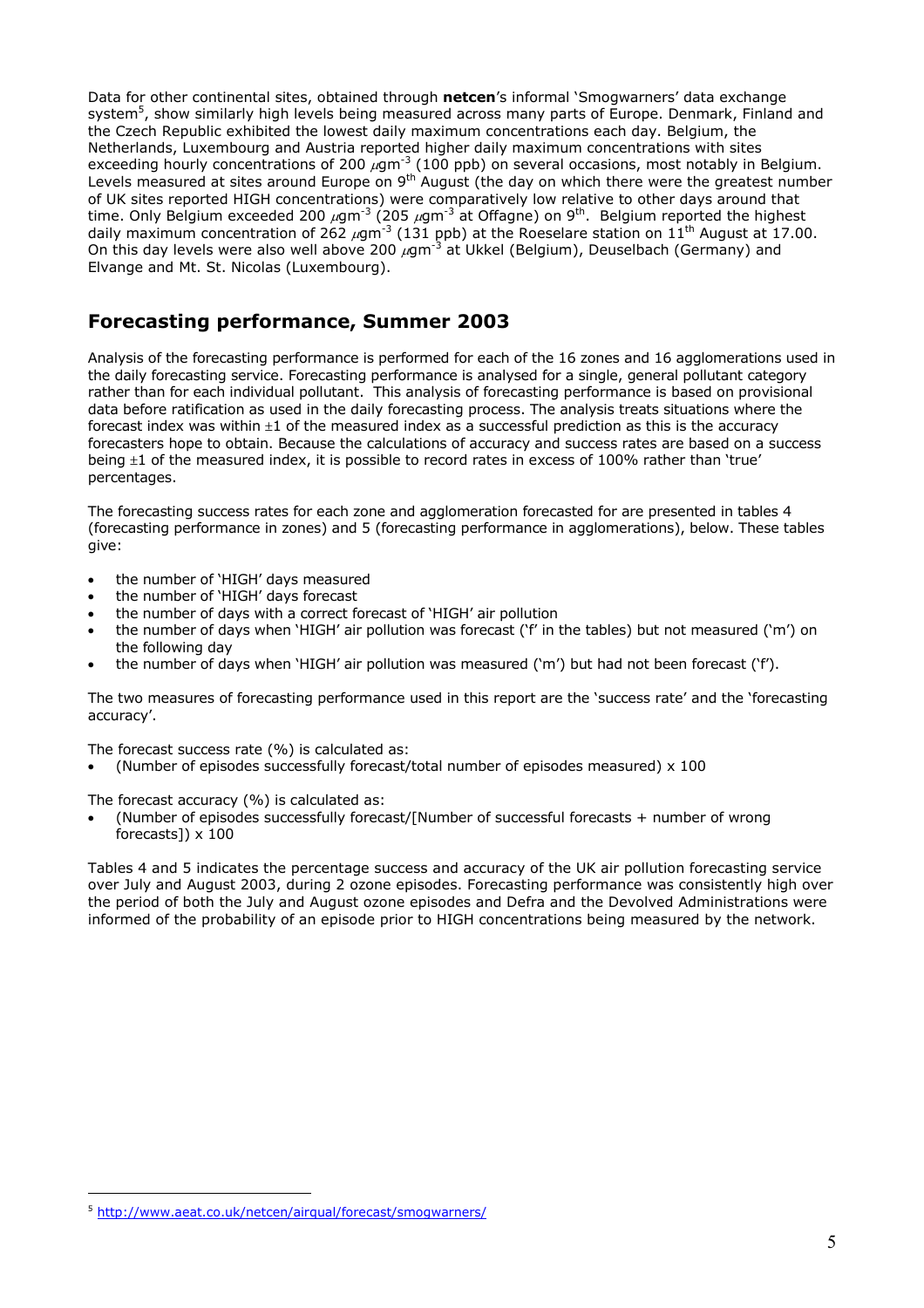Data for other continental sites, obtained through **netcen**'s informal 'Smogwarners' data exchange system[5], show similarly high levels being measured across many parts of Europe. Denmark, Finland and the Czech Republic exhibited the lowest daily maximum concentrations each day. Belgium, the Netherlands, Luxembourg and Austria reported higher daily maximum concentrations with sites exceeding hourly concentrations of 200 $\mu gm^{-3}$ (100 ppb) on several occasions, most notably in Belgium. Levels measured at sites around Europe on 9th August (the day on which there were the greatest number of UK sites reported HIGH concentrations) were comparatively low relative to other days around that time. Only Belgium exceeded 200 $\mu gm^{-3}$ (205 $\mu gm^{-3}$ at Offagne) on 9th. Belgium reported the highest daily maximum concentration of 262 $\mu gm^{-3}$ (131 ppb) at the Roeselare station on 11th August at 17.00. On this day levels were also well above 200 $\mu gm^{-3}$ at Ukkel (Belgium), Deuselbach (Germany) and Elvange and Mt. St. Nicolas (Luxembourg).

## Forecasting performance, Summer 2003

Analysis of the forecasting performance is performed for each of the 16 zones and 16 agglomerations used in the daily forecasting service. Forecasting performance is analysed for a single, general pollutant category rather than for each individual pollutant. This analysis of forecasting performance is based on provisional data before ratification as used in the daily forecasting process. The analysis treats situations where the forecast index was within ±1 of the measured index as a successful prediction as this is the accuracy forecasters hope to obtain. Because the calculations of accuracy and success rates are based on a success being ±1 of the measured index, it is possible to record rates in excess of 100% rather than 'true' percentages.

The forecasting success rates for each zone and agglomeration forecasted for are presented in tables 4 (forecasting performance in zones) and 5 (forecasting performance in agglomerations), below. These tables give:

- the number of 'HIGH' days measured
- the number of 'HIGH' days forecast
- the number of days with a correct forecast of 'HIGH' air pollution
- the number of days when 'HIGH' air pollution was forecast ('f' in the tables) but not measured ('m') on the following day
- the number of days when 'HIGH' air pollution was measured ('m') but had not been forecast ('f').

The two measures of forecasting performance used in this report are the 'success rate' and the 'forecasting accuracy'.

The forecast success rate (%) is calculated as:

- (Number of episodes successfully forecast/total number of episodes measured) x 100

The forecast accuracy (%) is calculated as:

- (Number of episodes successfully forecast/[Number of successful forecasts + number of wrong forecasts]) x 100

Tables 4 and 5 indicates the percentage success and accuracy of the UK air pollution forecasting service over July and August 2003, during 2 ozone episodes. Forecasting performance was consistently high over the period of both the July and August ozone episodes and Defra and the Devolved Administrations were informed of the probability of an episode prior to HIGH concentrations being measured by the network.

[5] http://www.aeat.co.uk/netcen/airqual/forecast/smogwarners/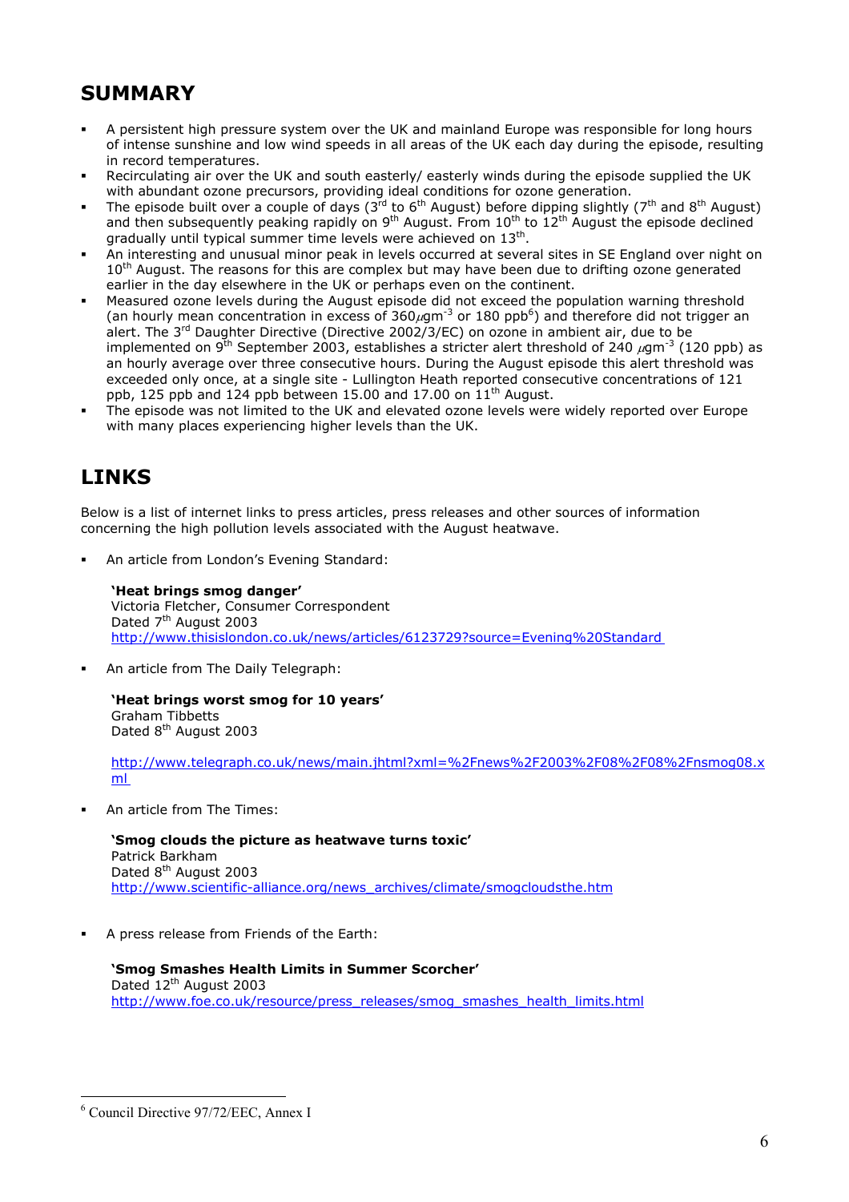## SUMMARY

- A persistent high pressure system over the UK and mainland Europe was responsible for long hours of intense sunshine and low wind speeds in all areas of the UK each day during the episode, resulting in record temperatures.
- Recirculating air over the UK and south easterly/ easterly winds during the episode supplied the UK with abundant ozone precursors, providing ideal conditions for ozone generation.
- The episode built over a couple of days (3rd to 6th August) before dipping slightly (7th and 8th August) and then subsequently peaking rapidly on 9th August. From 10th to 12th August the episode declined gradually until typical summer time levels were achieved on 13th.
- An interesting and unusual minor peak in levels occurred at several sites in SE England over night on 10th August. The reasons for this are complex but may have been due to drifting ozone generated earlier in the day elsewhere in the UK or perhaps even on the continent.
- Measured ozone levels during the August episode did not exceed the population warning threshold (an hourly mean concentration in excess of 360$\mu$gm$^{-3}$ or 180 ppb[6]) and therefore did not trigger an alert. The 3rd Daughter Directive (Directive 2002/3/EC) on ozone in ambient air, due to be implemented on 9th September 2003, establishes a stricter alert threshold of 240 $\mu$gm$^{-3}$ (120 ppb) as an hourly average over three consecutive hours. During the August episode this alert threshold was exceeded only once, at a single site - Lullington Heath reported consecutive concentrations of 121 ppb, 125 ppb and 124 ppb between 15.00 and 17.00 on 11th August.
- The episode was not limited to the UK and elevated ozone levels were widely reported over Europe with many places experiencing higher levels than the UK.

## LINKS

Below is a list of internet links to press articles, press releases and other sources of information concerning the high pollution levels associated with the August heatwave.

- An article from London's Evening Standard:

  **'Heat brings smog danger'**
  Victoria Fletcher, Consumer Correspondent
  Dated 7th August 2003
  http://www.thisislondon.co.uk/news/articles/6123729?source=Evening%20Standard

- An article from The Daily Telegraph:

  **'Heat brings worst smog for 10 years'**
  Graham Tibbetts
  Dated 8th August 2003

  http://www.telegraph.co.uk/news/main.jhtml?xml=%2Fnews%2F2003%2F08%2F08%2Fnsmog08.xml

- An article from The Times:

  **'Smog clouds the picture as heatwave turns toxic'**
  Patrick Barkham
  Dated 8th August 2003
  http://www.scientific-alliance.org/news_archives/climate/smogcloudsthe.htm

- A press release from Friends of the Earth:

  **'Smog Smashes Health Limits in Summer Scorcher'**
  Dated 12th August 2003
  http://www.foe.co.uk/resource/press_releases/smog_smashes_health_limits.html

---

[6] Council Directive 97/72/EEC, Annex I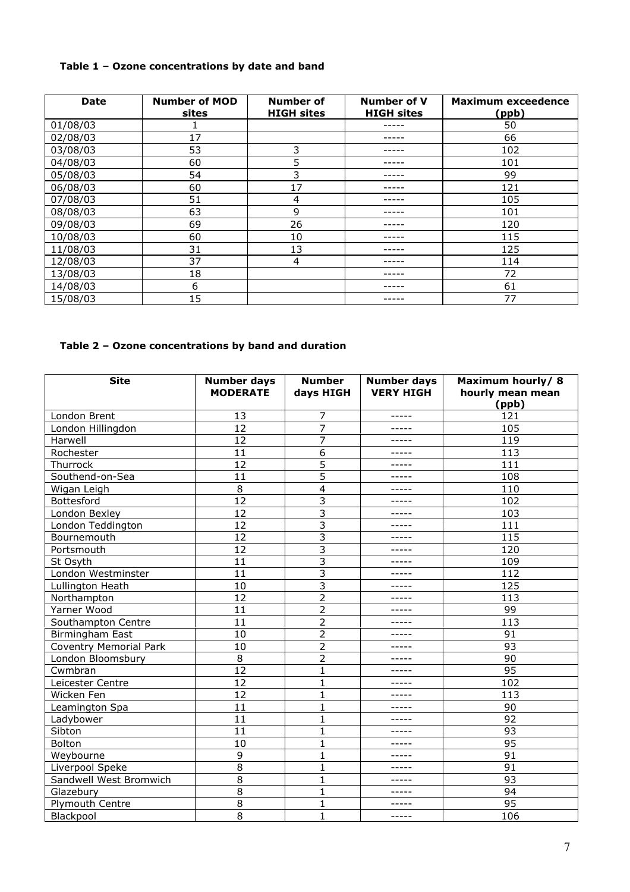**Table 1 – Ozone concentrations by date and band**

| Date | Number of MOD sites | Number of HIGH sites | Number of V HIGH sites | Maximum exceedence (ppb) |
|---|---|---|---|---|
| 01/08/03 | 1 | | ----- | 50 |
| 02/08/03 | 17 | | ----- | 66 |
| 03/08/03 | 53 | 3 | ----- | 102 |
| 04/08/03 | 60 | 5 | ----- | 101 |
| 05/08/03 | 54 | 3 | ----- | 99 |
| 06/08/03 | 60 | 17 | ----- | 121 |
| 07/08/03 | 51 | 4 | ----- | 105 |
| 08/08/03 | 63 | 9 | ----- | 101 |
| 09/08/03 | 69 | 26 | ----- | 120 |
| 10/08/03 | 60 | 10 | ----- | 115 |
| 11/08/03 | 31 | 13 | ----- | 125 |
| 12/08/03 | 37 | 4 | ----- | 114 |
| 13/08/03 | 18 | | ----- | 72 |
| 14/08/03 | 6 | | ----- | 61 |
| 15/08/03 | 15 | | ----- | 77 |

**Table 2 – Ozone concentrations by band and duration**

| Site | Number days MODERATE | Number days HIGH | Number days VERY HIGH | Maximum hourly/ 8 hourly mean mean (ppb) |
|---|---|---|---|---|
| London Brent | 13 | 7 | ----- | 121 |
| London Hillingdon | 12 | 7 | ----- | 105 |
| Harwell | 12 | 7 | ----- | 119 |
| Rochester | 11 | 6 | ----- | 113 |
| Thurrock | 12 | 5 | ----- | 111 |
| Southend-on-Sea | 11 | 5 | ----- | 108 |
| Wigan Leigh | 8 | 4 | ----- | 110 |
| Bottesford | 12 | 3 | ----- | 102 |
| London Bexley | 12 | 3 | ----- | 103 |
| London Teddington | 12 | 3 | ----- | 111 |
| Bournemouth | 12 | 3 | ----- | 115 |
| Portsmouth | 12 | 3 | ----- | 120 |
| St Osyth | 11 | 3 | ----- | 109 |
| London Westminster | 11 | 3 | ----- | 112 |
| Lullington Heath | 10 | 3 | ----- | 125 |
| Northampton | 12 | 2 | ----- | 113 |
| Yarner Wood | 11 | 2 | ----- | 99 |
| Southampton Centre | 11 | 2 | ----- | 113 |
| Birmingham East | 10 | 2 | ----- | 91 |
| Coventry Memorial Park | 10 | 2 | ----- | 93 |
| London Bloomsbury | 8 | 2 | ----- | 90 |
| Cwmbran | 12 | 1 | ----- | 95 |
| Leicester Centre | 12 | 1 | ----- | 102 |
| Wicken Fen | 12 | 1 | ----- | 113 |
| Leamington Spa | 11 | 1 | ----- | 90 |
| Ladybower | 11 | 1 | ----- | 92 |
| Sibton | 11 | 1 | ----- | 93 |
| Bolton | 10 | 1 | ----- | 95 |
| Weybourne | 9 | 1 | ----- | 91 |
| Liverpool Speke | 8 | 1 | ----- | 91 |
| Sandwell West Bromwich | 8 | 1 | ----- | 93 |
| Glazebury | 8 | 1 | ----- | 94 |
| Plymouth Centre | 8 | 1 | ----- | 95 |
| Blackpool | 8 | 1 | ----- | 106 |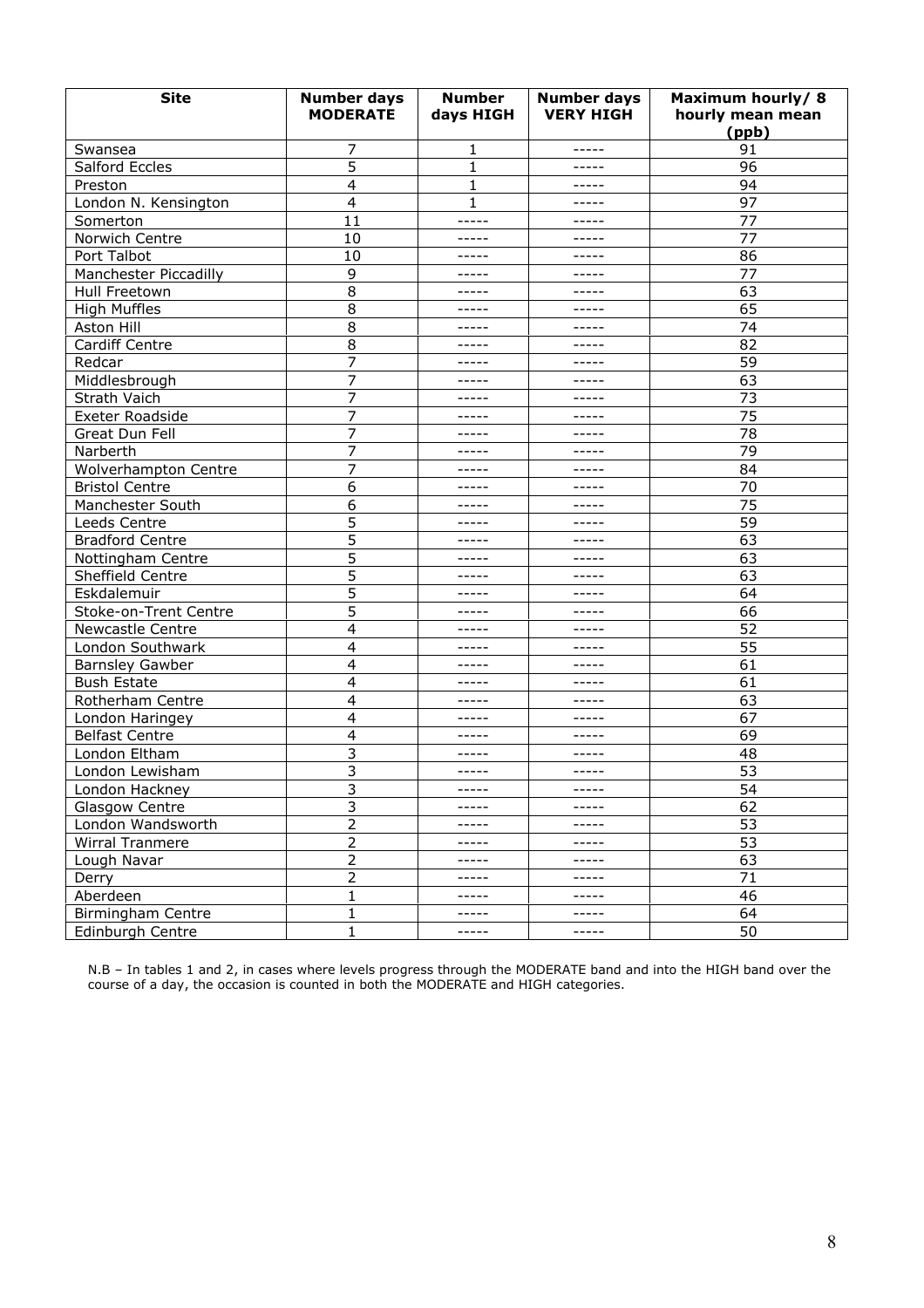| Site | Number days MODERATE | Number days HIGH | Number days VERY HIGH | Maximum hourly/ 8 hourly mean mean (ppb) |
|---|---|---|---|---|
| Swansea | 7 | 1 | ----- | 91 |
| Salford Eccles | 5 | 1 | ----- | 96 |
| Preston | 4 | 1 | ----- | 94 |
| London N. Kensington | 4 | 1 | ----- | 97 |
| Somerton | 11 | ----- | ----- | 77 |
| Norwich Centre | 10 | ----- | ----- | 77 |
| Port Talbot | 10 | ----- | ----- | 86 |
| Manchester Piccadilly | 9 | ----- | ----- | 77 |
| Hull Freetown | 8 | ----- | ----- | 63 |
| High Muffles | 8 | ----- | ----- | 65 |
| Aston Hill | 8 | ----- | ----- | 74 |
| Cardiff Centre | 8 | ----- | ----- | 82 |
| Redcar | 7 | ----- | ----- | 59 |
| Middlesbrough | 7 | ----- | ----- | 63 |
| Strath Vaich | 7 | ----- | ----- | 73 |
| Exeter Roadside | 7 | ----- | ----- | 75 |
| Great Dun Fell | 7 | ----- | ----- | 78 |
| Narberth | 7 | ----- | ----- | 79 |
| Wolverhampton Centre | 7 | ----- | ----- | 84 |
| Bristol Centre | 6 | ----- | ----- | 70 |
| Manchester South | 6 | ----- | ----- | 75 |
| Leeds Centre | 5 | ----- | ----- | 59 |
| Bradford Centre | 5 | ----- | ----- | 63 |
| Nottingham Centre | 5 | ----- | ----- | 63 |
| Sheffield Centre | 5 | ----- | ----- | 63 |
| Eskdalemuir | 5 | ----- | ----- | 64 |
| Stoke-on-Trent Centre | 5 | ----- | ----- | 66 |
| Newcastle Centre | 4 | ----- | ----- | 52 |
| London Southwark | 4 | ----- | ----- | 55 |
| Barnsley Gawber | 4 | ----- | ----- | 61 |
| Bush Estate | 4 | ----- | ----- | 61 |
| Rotherham Centre | 4 | ----- | ----- | 63 |
| London Haringey | 4 | ----- | ----- | 67 |
| Belfast Centre | 4 | ----- | ----- | 69 |
| London Eltham | 3 | ----- | ----- | 48 |
| London Lewisham | 3 | ----- | ----- | 53 |
| London Hackney | 3 | ----- | ----- | 54 |
| Glasgow Centre | 3 | ----- | ----- | 62 |
| London Wandsworth | 2 | ----- | ----- | 53 |
| Wirral Tranmere | 2 | ----- | ----- | 53 |
| Lough Navar | 2 | ----- | ----- | 63 |
| Derry | 2 | ----- | ----- | 71 |
| Aberdeen | 1 | ----- | ----- | 46 |
| Birmingham Centre | 1 | ----- | ----- | 64 |
| Edinburgh Centre | 1 | ----- | ----- | 50 |

N.B – In tables 1 and 2, in cases where levels progress through the MODERATE band and into the HIGH band over the course of a day, the occasion is counted in both the MODERATE and HIGH categories.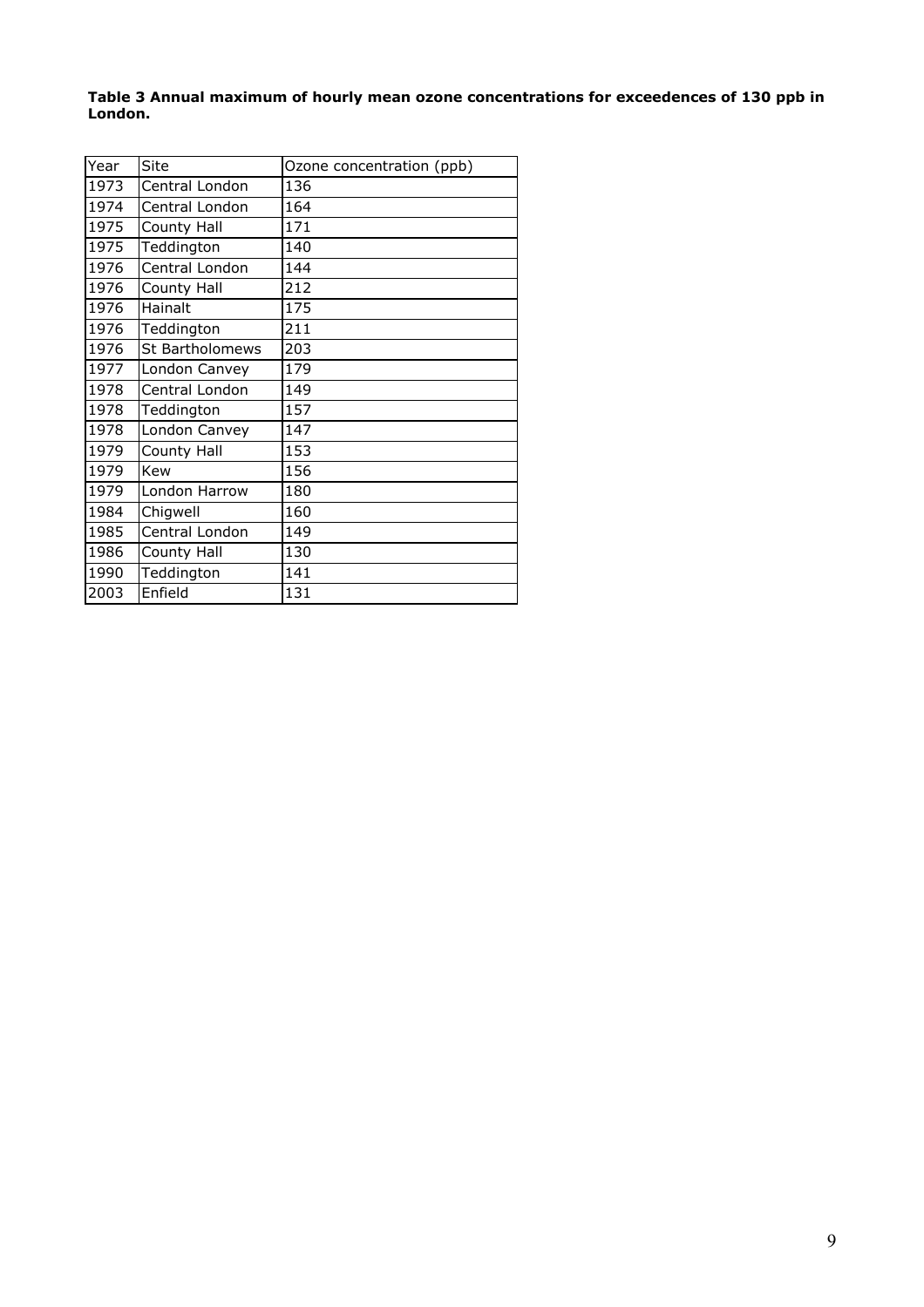**Table 3 Annual maximum of hourly mean ozone concentrations for exceedences of 130 ppb in London.**

| Year | Site | Ozone concentration (ppb) |
|---|---|---|
| 1973 | Central London | 136 |
| 1974 | Central London | 164 |
| 1975 | County Hall | 171 |
| 1975 | Teddington | 140 |
| 1976 | Central London | 144 |
| 1976 | County Hall | 212 |
| 1976 | Hainalt | 175 |
| 1976 | Teddington | 211 |
| 1976 | St Bartholomews | 203 |
| 1977 | London Canvey | 179 |
| 1978 | Central London | 149 |
| 1978 | Teddington | 157 |
| 1978 | London Canvey | 147 |
| 1979 | County Hall | 153 |
| 1979 | Kew | 156 |
| 1979 | London Harrow | 180 |
| 1984 | Chigwell | 160 |
| 1985 | Central London | 149 |
| 1986 | County Hall | 130 |
| 1990 | Teddington | 141 |
| 2003 | Enfield | 131 |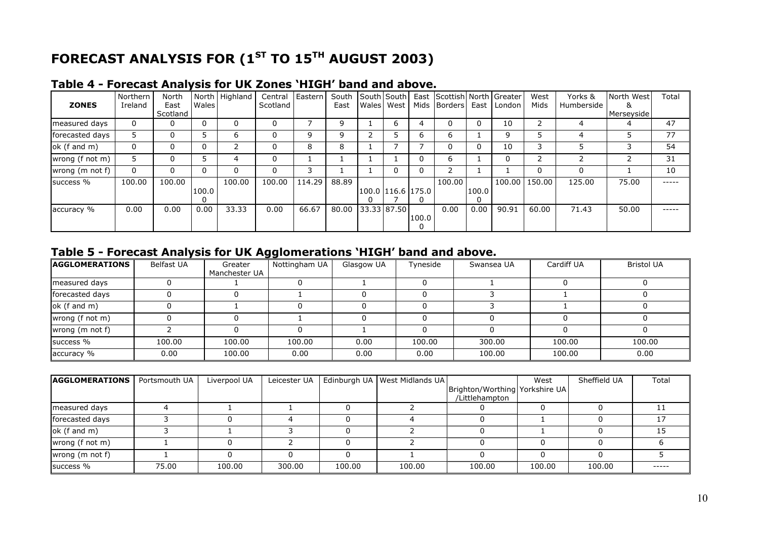# FORECAST ANALYSIS FOR (1$^{ST}$ TO 15$^{TH}$ AUGUST 2003)

## Table 4 - Forecast Analysis for UK Zones 'HIGH' band and above.

| ZONES | Northern Ireland | North East Scotland | North Wales | Highland | Central Scotland | Eastern | South East | South Wales | South West | East Mids | Scottish Borders | North East | Greater London | West Mids | Yorks & Humberside | North West & Merseyside | Total |
|---|---|---|---|---|---|---|---|---|---|---|---|---|---|---|---|---|---|
| measured days | 0 | 0 | 0 | 0 | 0 | 7 | 9 | 1 | 6 | 4 | 0 | 0 | 10 | 2 | 4 | 4 | 47 |
| forecasted days | 5 | 0 | 5 | 6 | 0 | 9 | 9 | 2 | 5 | 6 | 6 | 1 | 9 | 5 | 4 | 5 | 77 |
| ok (f and m) | 0 | 0 | 0 | 2 | 0 | 8 | 8 | 1 | 7 | 7 | 0 | 0 | 10 | 3 | 5 | 3 | 54 |
| wrong (f not m) | 5 | 0 | 5 | 4 | 0 | 1 | 1 | 1 | 1 | 0 | 6 | 1 | 0 | 2 | 2 | 2 | 31 |
| wrong (m not f) | 0 | 0 | 0 | 0 | 0 | 3 | 1 | 1 | 0 | 0 | 2 | 1 | 1 | 0 | 0 | 1 | 10 |
| success % | 100.00 | 100.00 | 100.00 | 100.00 | 100.00 | 114.29 | 88.89 | 100.00 | 116.67 | 175.00 | 100.00 | 100.00 | 100.00 | 150.00 | 125.00 | 75.00 | ----- |
| accuracy % | 0.00 | 0.00 | 0.00 | 33.33 | 0.00 | 66.67 | 80.00 | 33.33 | 87.50 | 100.00 | 0.00 | 0.00 | 90.91 | 60.00 | 71.43 | 50.00 | ----- |

## Table 5 - Forecast Analysis for UK Agglomerations 'HIGH' band and above.

| AGGLOMERATIONS | Belfast UA | Greater Manchester UA | Nottingham UA | Glasgow UA | Tyneside | Swansea UA | Cardiff UA | Bristol UA |
|---|---|---|---|---|---|---|---|---|
| measured days | 0 | 1 | 0 | 1 | 0 | 1 | 0 | 0 |
| forecasted days | 0 | 0 | 1 | 0 | 0 | 3 | 1 | 0 |
| ok (f and m) | 0 | 1 | 0 | 0 | 0 | 3 | 1 | 0 |
| wrong (f not m) | 0 | 0 | 1 | 0 | 0 | 0 | 0 | 0 |
| wrong (m not f) | 2 | 0 | 0 | 1 | 0 | 0 | 0 | 0 |
| success % | 100.00 | 100.00 | 100.00 | 0.00 | 100.00 | 300.00 | 100.00 | 100.00 |
| accuracy % | 0.00 | 100.00 | 0.00 | 0.00 | 0.00 | 100.00 | 100.00 | 0.00 |

| AGGLOMERATIONS | Portsmouth UA | Liverpool UA | Leicester UA | Edinburgh UA | West Midlands UA | Brighton/Worthing/Littlehampton | West Yorkshire UA | Sheffield UA | Total |
|---|---|---|---|---|---|---|---|---|---|
| measured days | 4 | 1 | 1 | 0 | 2 | 0 | 0 | 0 | 11 |
| forecasted days | 3 | 0 | 4 | 0 | 4 | 0 | 1 | 0 | 17 |
| ok (f and m) | 3 | 1 | 3 | 0 | 2 | 0 | 1 | 0 | 15 |
| wrong (f not m) | 1 | 0 | 2 | 0 | 2 | 0 | 0 | 0 | 6 |
| wrong (m not f) | 1 | 0 | 0 | 0 | 1 | 0 | 0 | 0 | 5 |
| success % | 75.00 | 100.00 | 300.00 | 100.00 | 100.00 | 100.00 | 100.00 | 100.00 | ----- |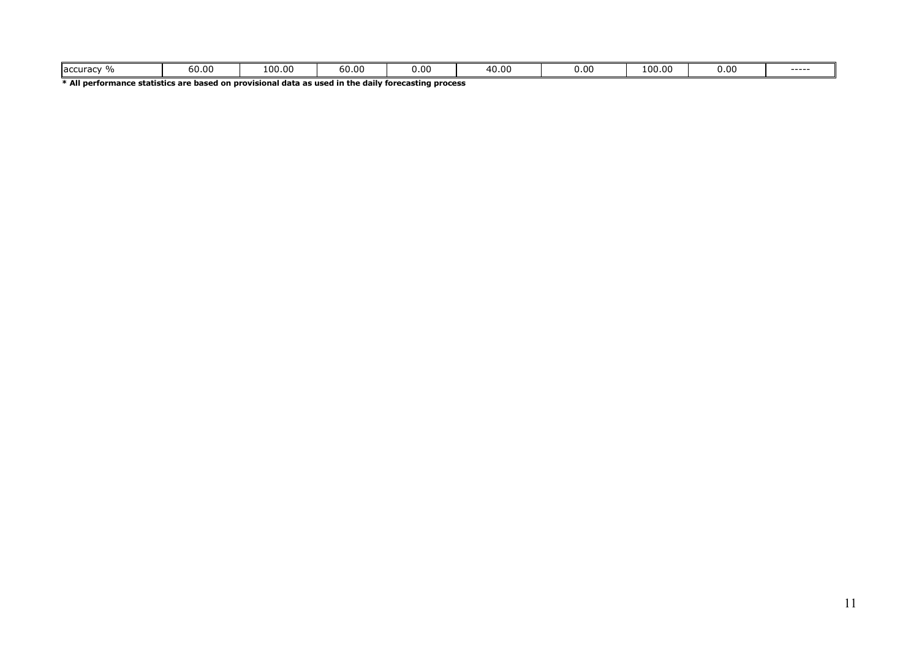| accuracy % | 60.00 | 100.00 | 60.00 | 0.00 | 40.00 | 0.00 | 100.00 | 0.00 | ----- |
|---|---|---|---|---|---|---|---|---|---|

**\* All performance statistics are based on provisional data as used in the daily forecasting process**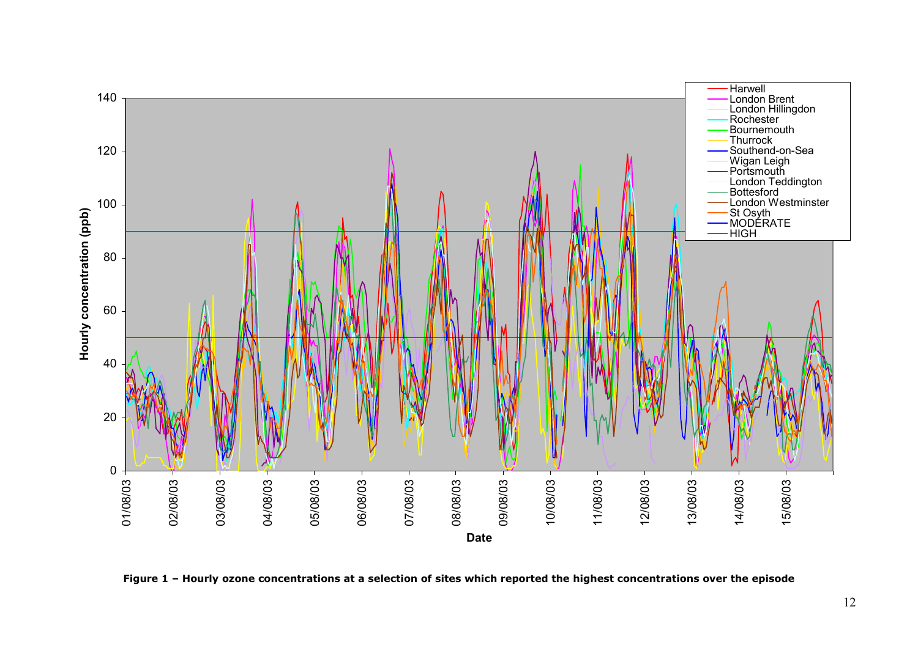**Figure 1 – Hourly ozone concentrations at a selection of sites which reported the highest concentrations over the episode**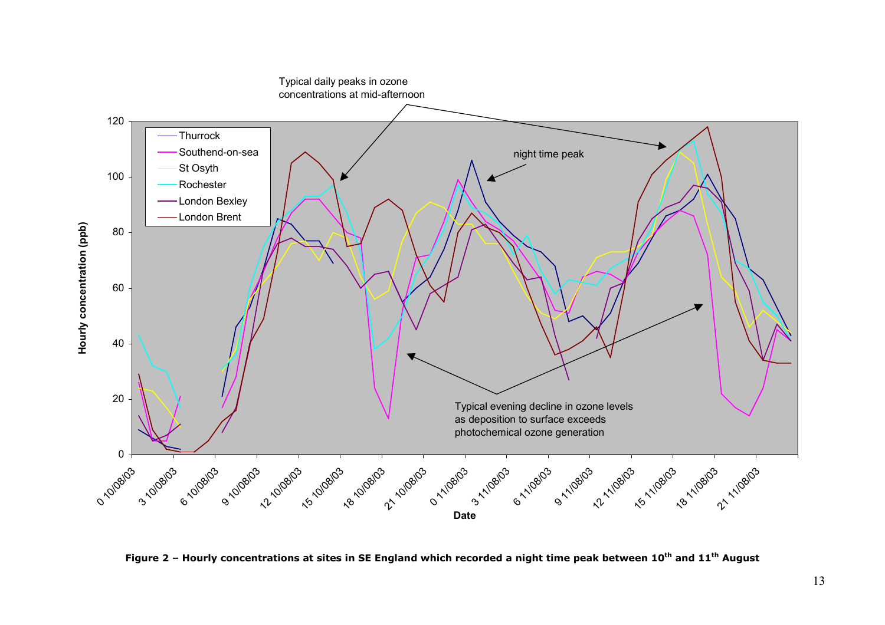**Figure 2 – Hourly concentrations at sites in SE England which recorded a night time peak between 10th and 11th August**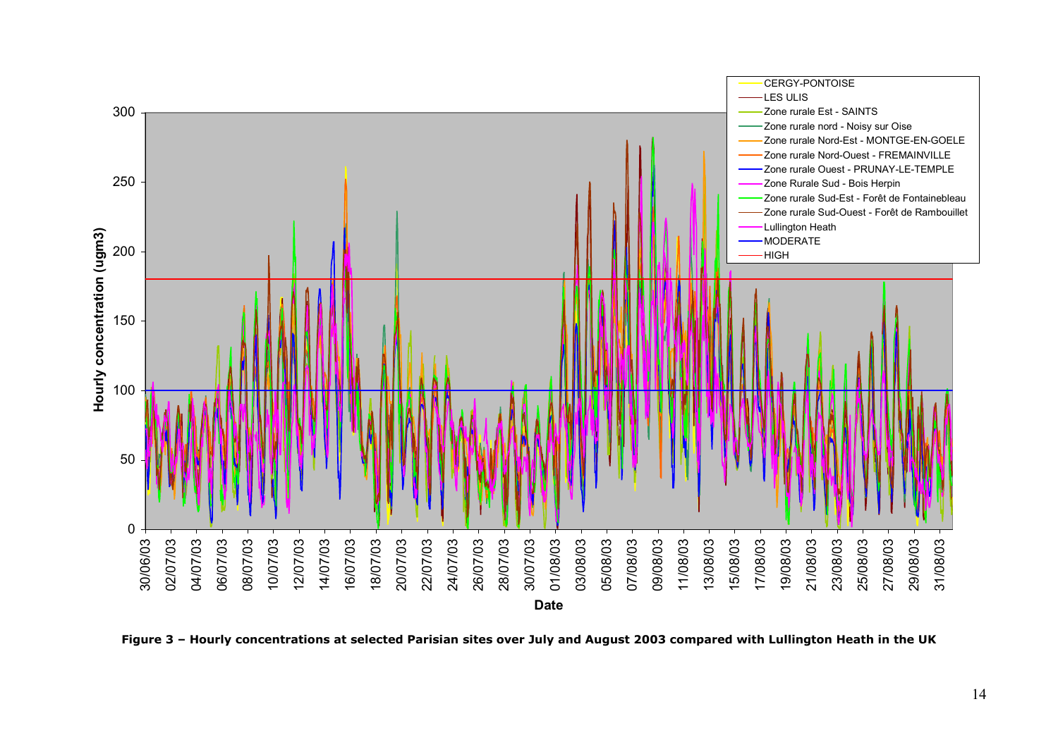**Figure 3 – Hourly concentrations at selected Parisian sites over July and August 2003 compared with Lullington Heath in the UK**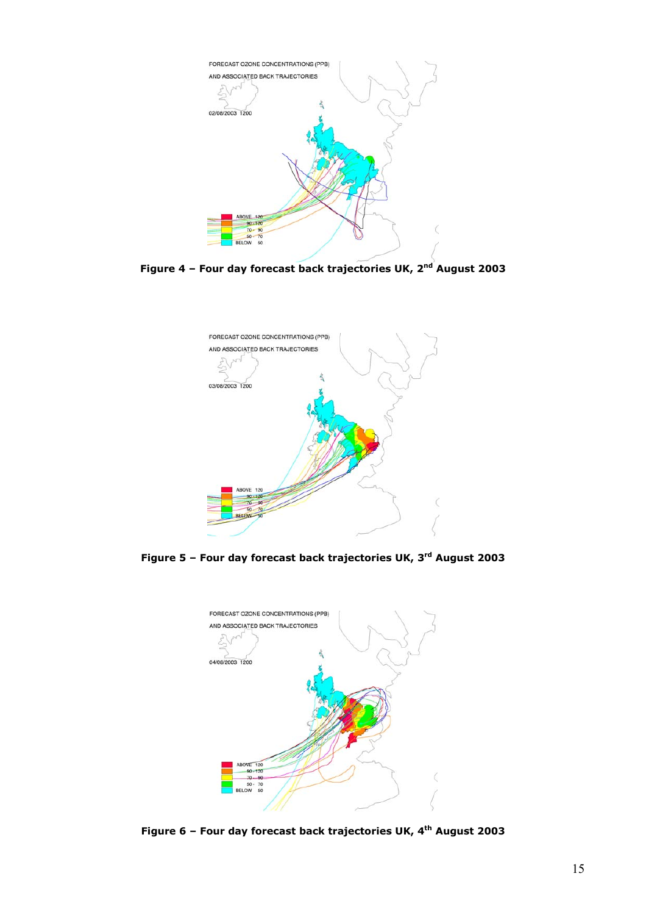Figure 4 – Four day forecast back trajectories UK, 2nd August 2003

Figure 5 – Four day forecast back trajectories UK, 3rd August 2003

Figure 6 – Four day forecast back trajectories UK, 4th August 2003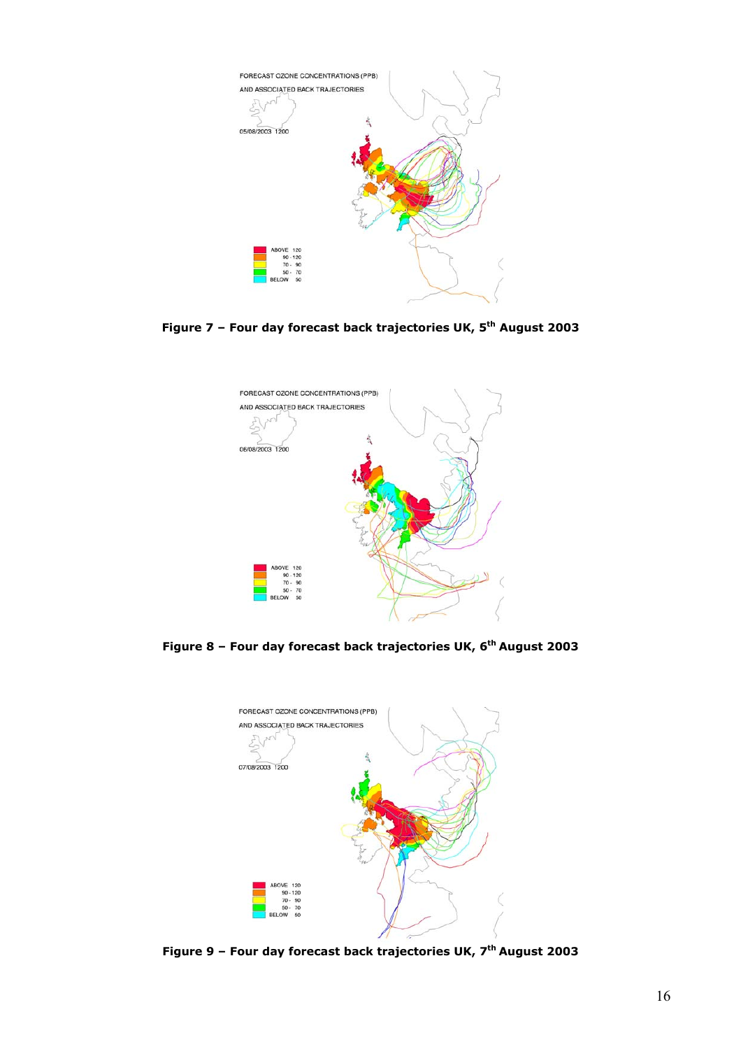**Figure 7 – Four day forecast back trajectories UK, 5th August 2003**

**Figure 8 – Four day forecast back trajectories UK, 6th August 2003**

**Figure 9 – Four day forecast back trajectories UK, 7th August 2003**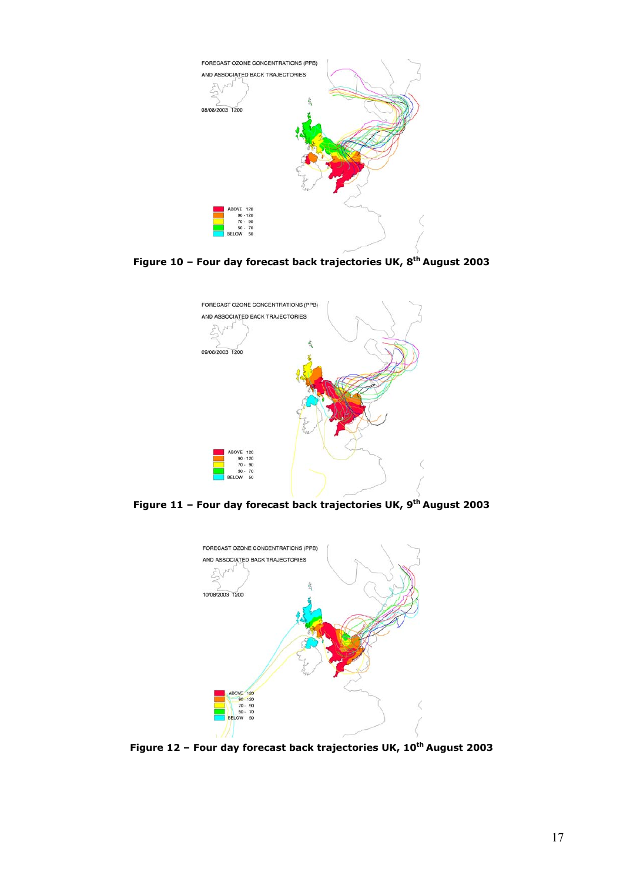Figure 10 – Four day forecast back trajectories UK, 8th August 2003

Figure 11 – Four day forecast back trajectories UK, 9th August 2003

Figure 12 – Four day forecast back trajectories UK, 10th August 2003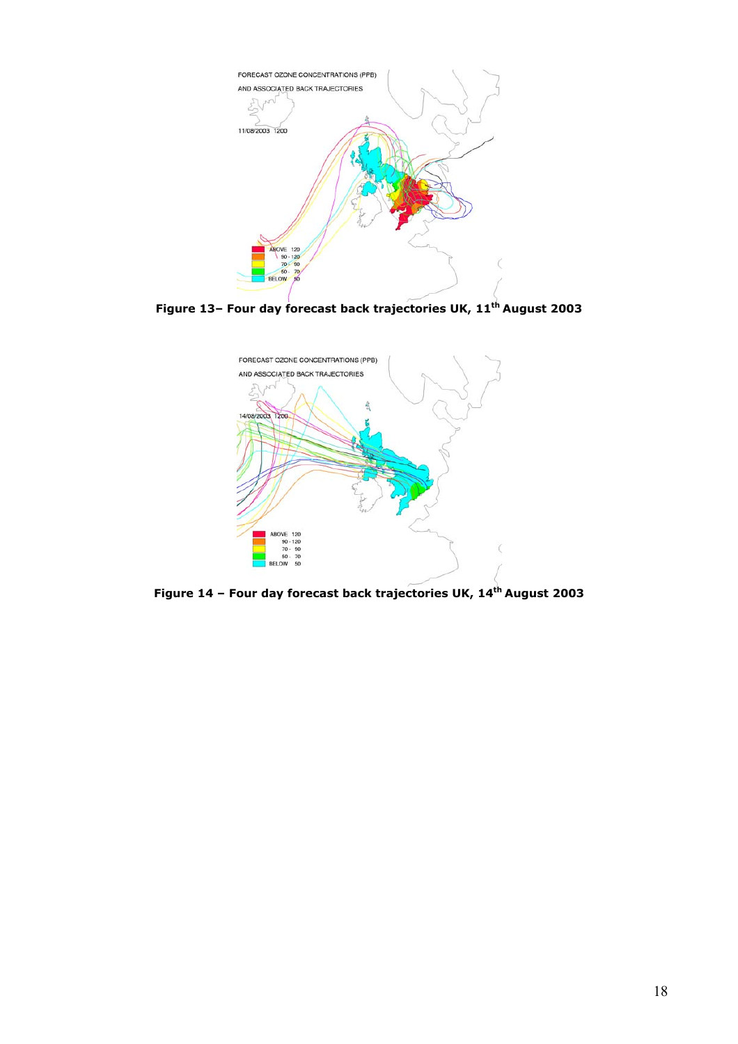FORECAST OZONE CONCENTRATIONS (PPB)

AND ASSOCIATED BACK TRAJECTORIES

11/08/2003 1200

ABOVE 120
90 - 120
70 - 90
50 - 70
BELOW 50

**Figure 13– Four day forecast back trajectories UK, 11th August 2003**

FORECAST OZONE CONCENTRATIONS (PPB)

AND ASSOCIATED BACK TRAJECTORIES

14/08/2003 1200

ABOVE 120
90 - 120
70 - 90
50 - 70
BELOW 50

**Figure 14 – Four day forecast back trajectories UK, 14th August 2003**